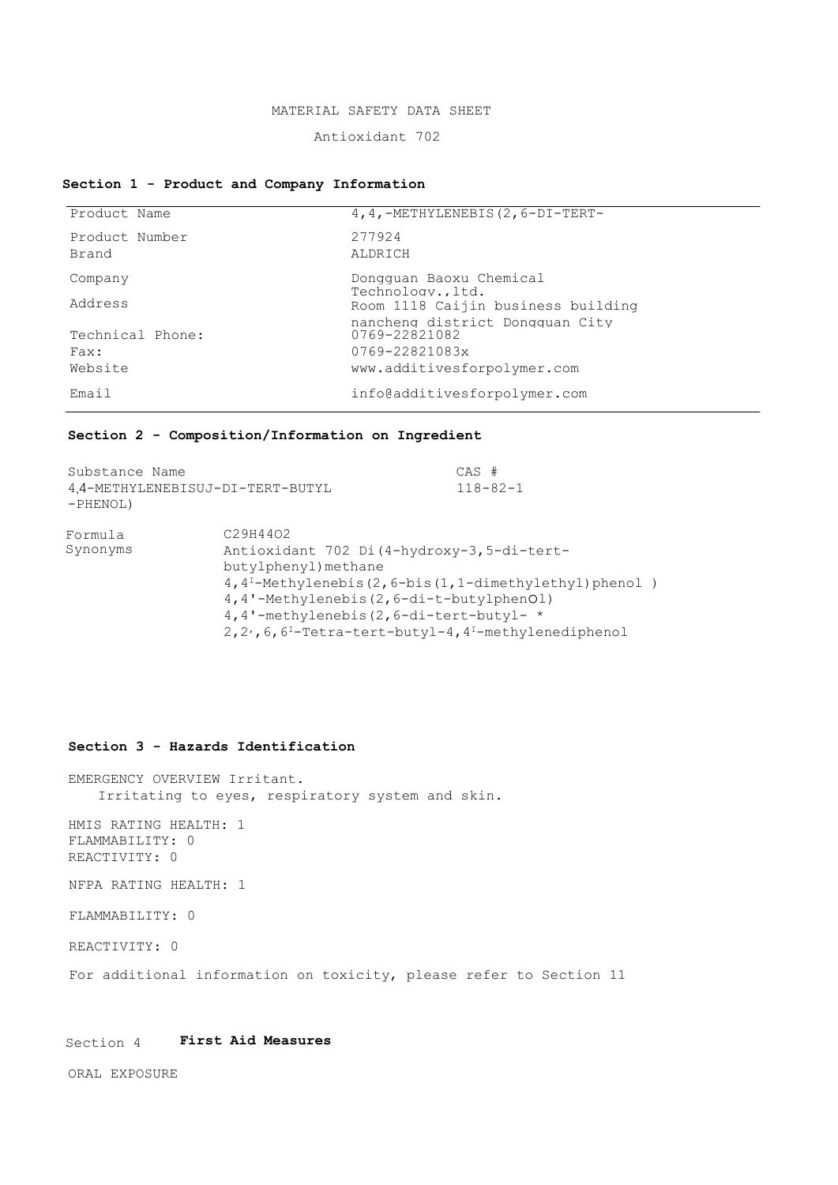MATERIAL SAFETY DATA SHEET

Antioxidant 702

## Section 1 - Product and Company Information

| | |
|---|---|
| Product Name | 4,4,-METHYLENEBIS(2,6-DI-TERT- |
| Product Number | 277924 |
| Brand | ALDRICH |
| Company | Dongguan Baoxu Chemical Technology.,ltd. |
| Address | Room 1118 Caijin business building nancheng district Dongguan City |
| Technical Phone: | 0769-22821082 |
| Fax: | 0769-22821083x |
| Website | www.additivesforpolymer.com |
| Email | info@additivesforpolymer.com |

## Section 2 - Composition/Information on Ingredient

| Substance Name | CAS # |
|---|---|
| 4,4-METHYLENEBISUJ-DI-TERT-BUTYL -PHENOL) | 118-82-1 |

Formula: $C_{29}H_{44}O_2$

Synonyms:
Antioxidant 702 Di(4-hydroxy-3,5-di-tert-butylphenyl)methane
4,4ᴵ-Methylenebis(2,6-bis(1,1-dimethylethyl)phenol )
4,4'-Methylenebis(2,6-di-t-butylphenOl)
4,4'-methylenebis(2,6-di-tert-butyl- *
2,2׳,6,6ᴵ-Tetra-tert-butyl-4,4ᴵ-methylenediphenol

## Section 3 - Hazards Identification

EMERGENCY OVERVIEW Irritant.
Irritating to eyes, respiratory system and skin.

HMIS RATING HEALTH: 1
FLAMMABILITY: 0
REACTIVITY: 0

NFPA RATING HEALTH: 1

FLAMMABILITY: 0

REACTIVITY: 0

For additional information on toxicity, please refer to Section 11

## Section 4 First Aid Measures

ORAL EXPOSURE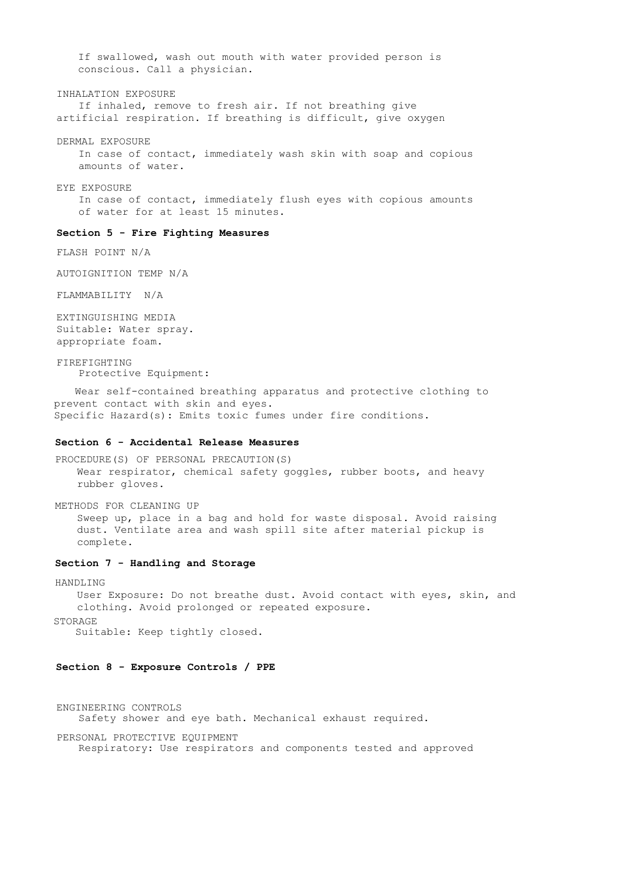If swallowed, wash out mouth with water provided person is conscious. Call a physician.

INHALATION EXPOSURE

If inhaled, remove to fresh air. If not breathing give artificial respiration. If breathing is difficult, give oxygen

DERMAL EXPOSURE

In case of contact, immediately wash skin with soap and copious amounts of water.

EYE EXPOSURE

In case of contact, immediately flush eyes with copious amounts of water for at least 15 minutes.

## Section 5 - Fire Fighting Measures

FLASH POINT N/A

AUTOIGNITION TEMP N/A

FLAMMABILITY N/A

EXTINGUISHING MEDIA
Suitable: Water spray.
appropriate foam.

FIREFIGHTING
Protective Equipment:

Wear self-contained breathing apparatus and protective clothing to prevent contact with skin and eyes.
Specific Hazard(s): Emits toxic fumes under fire conditions.

## Section 6 - Accidental Release Measures

PROCEDURE(S) OF PERSONAL PRECAUTION(S)

Wear respirator, chemical safety goggles, rubber boots, and heavy rubber gloves.

METHODS FOR CLEANING UP

Sweep up, place in a bag and hold for waste disposal. Avoid raising dust. Ventilate area and wash spill site after material pickup is complete.

## Section 7 - Handling and Storage

HANDLING

User Exposure: Do not breathe dust. Avoid contact with eyes, skin, and clothing. Avoid prolonged or repeated exposure.

STORAGE

Suitable: Keep tightly closed.

## Section 8 - Exposure Controls / PPE

ENGINEERING CONTROLS

Safety shower and eye bath. Mechanical exhaust required.

PERSONAL PROTECTIVE EQUIPMENT

Respiratory: Use respirators and components tested and approved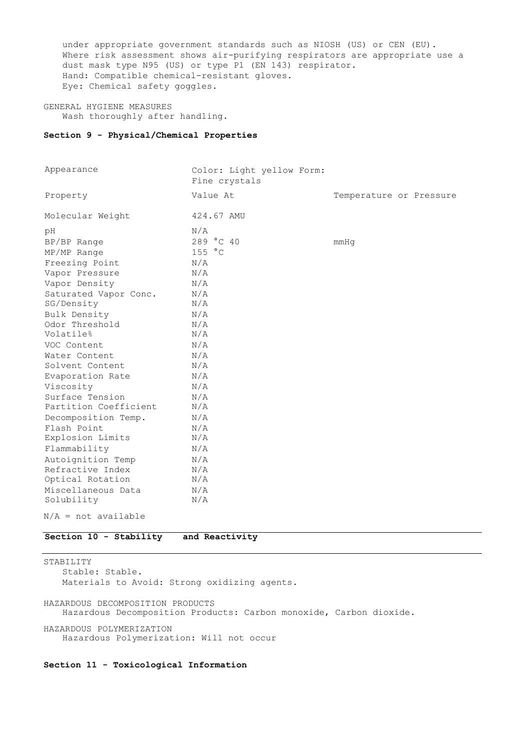under appropriate government standards such as NIOSH (US) or CEN (EU). Where risk assessment shows air-purifying respirators are appropriate use a dust mask type N95 (US) or type P1 (EN 143) respirator.
Hand: Compatible chemical-resistant gloves.
Eye: Chemical safety goggles.

GENERAL HYGIENE MEASURES
Wash thoroughly after handling.

**Section 9 - Physical/Chemical Properties**

| Appearance | Color: Light yellow Form: Fine crystals | |
|---|---|---|
| Property | Value At | Temperature or Pressure |
| Molecular Weight | 424.67 AMU | |
| pH | N/A | |
| BP/BP Range | 289 °C 40 | mmHg |
| MP/MP Range | 155 °C | |
| Freezing Point | N/A | |
| Vapor Pressure | N/A | |
| Vapor Density | N/A | |
| Saturated Vapor Conc. | N/A | |
| SG/Density | N/A | |
| Bulk Density | N/A | |
| Odor Threshold | N/A | |
| Volatile% | N/A | |
| VOC Content | N/A | |
| Water Content | N/A | |
| Solvent Content | N/A | |
| Evaporation Rate | N/A | |
| Viscosity | N/A | |
| Surface Tension | N/A | |
| Partition Coefficient | N/A | |
| Decomposition Temp. | N/A | |
| Flash Point | N/A | |
| Explosion Limits | N/A | |
| Flammability | N/A | |
| Autoignition Temp | N/A | |
| Refractive Index | N/A | |
| Optical Rotation | N/A | |
| Miscellaneous Data | N/A | |
| Solubility | N/A | |

N/A = not available

**Section 10 - Stability and Reactivity**

STABILITY
Stable: Stable.
Materials to Avoid: Strong oxidizing agents.

HAZARDOUS DECOMPOSITION PRODUCTS
Hazardous Decomposition Products: Carbon monoxide, Carbon dioxide.

HAZARDOUS POLYMERIZATION
Hazardous Polymerization: Will not occur

**Section 11 - Toxicological Information**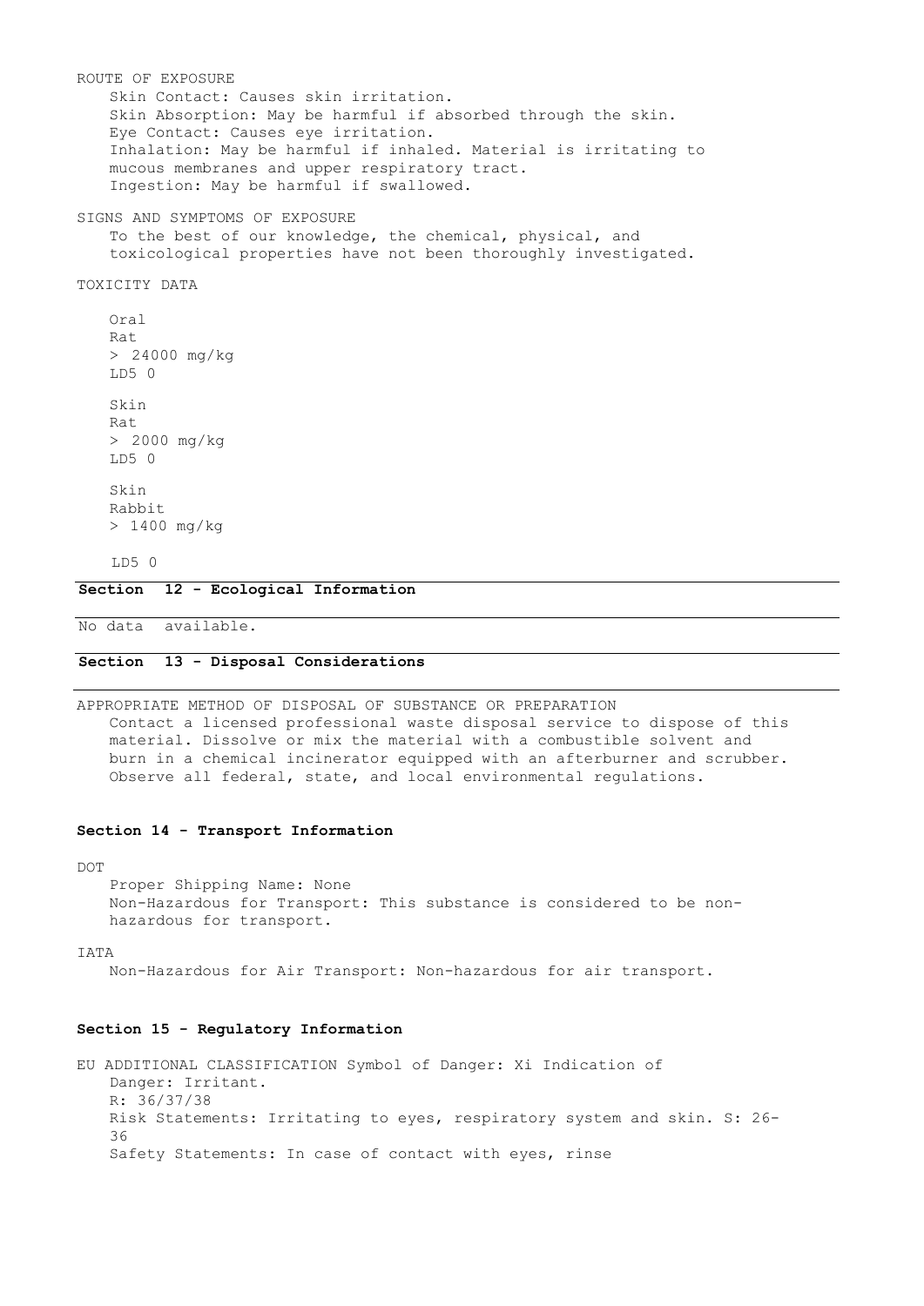ROUTE OF EXPOSURE

Skin Contact: Causes skin irritation.
Skin Absorption: May be harmful if absorbed through the skin.
Eye Contact: Causes eye irritation.
Inhalation: May be harmful if inhaled. Material is irritating to mucous membranes and upper respiratory tract.
Ingestion: May be harmful if swallowed.

SIGNS AND SYMPTOMS OF EXPOSURE

To the best of our knowledge, the chemical, physical, and toxicological properties have not been thoroughly investigated.

TOXICITY DATA

Oral
Rat
> 24000 mg/kg
LD5 0

Skin
Rat
> 2000 mg/kg
LD5 0

Skin
Rabbit
> 1400 mg/kg

LD5 0

## Section 12 - Ecological Information

No data available.

## Section 13 - Disposal Considerations

APPROPRIATE METHOD OF DISPOSAL OF SUBSTANCE OR PREPARATION

Contact a licensed professional waste disposal service to dispose of this material. Dissolve or mix the material with a combustible solvent and burn in a chemical incinerator equipped with an afterburner and scrubber. Observe all federal, state, and local environmental regulations.

## Section 14 - Transport Information

DOT

Proper Shipping Name: None
Non-Hazardous for Transport: This substance is considered to be non-hazardous for transport.

IATA

Non-Hazardous for Air Transport: Non-hazardous for air transport.

## Section 15 - Regulatory Information

EU ADDITIONAL CLASSIFICATION Symbol of Danger: Xi Indication of Danger: Irritant.
R: 36/37/38
Risk Statements: Irritating to eyes, respiratory system and skin. S: 26-36
Safety Statements: In case of contact with eyes, rinse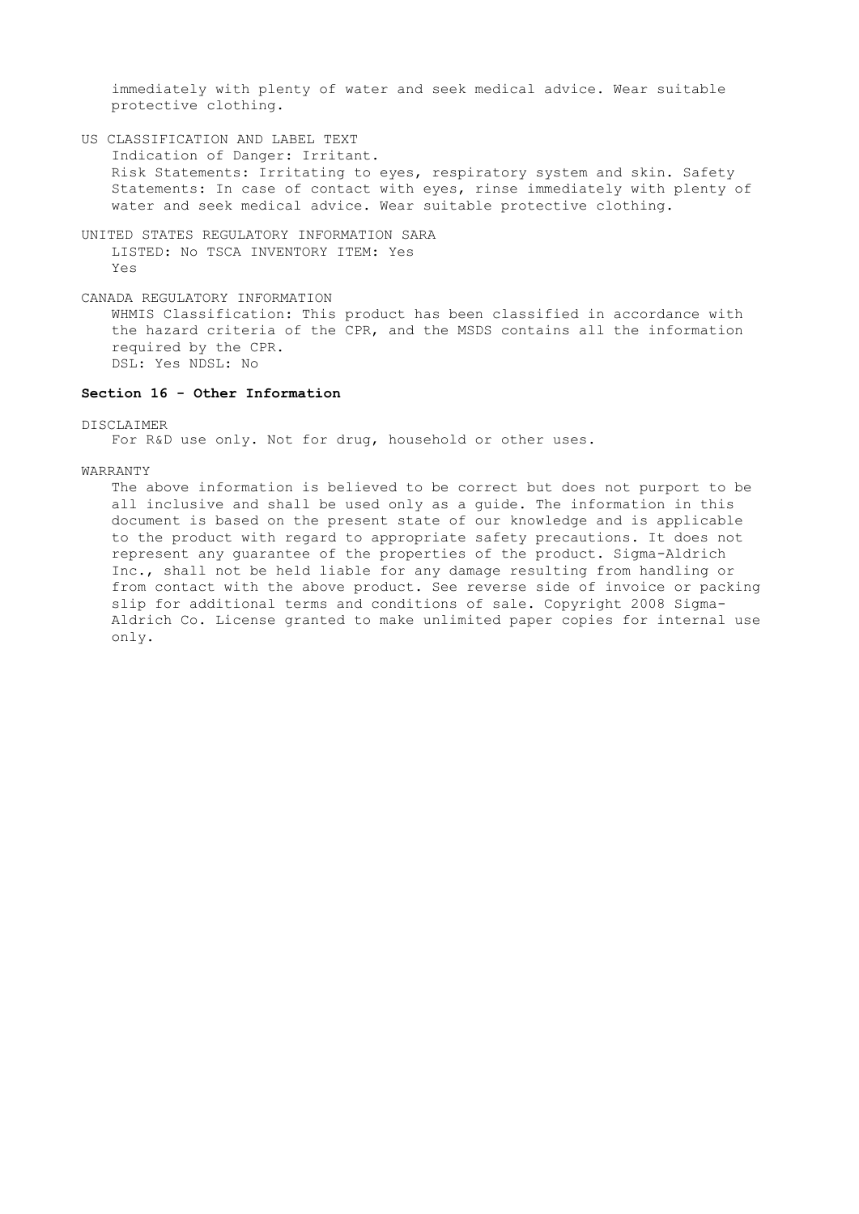immediately with plenty of water and seek medical advice. Wear suitable protective clothing.

US CLASSIFICATION AND LABEL TEXT

Indication of Danger: Irritant.

Risk Statements: Irritating to eyes, respiratory system and skin. Safety Statements: In case of contact with eyes, rinse immediately with plenty of water and seek medical advice. Wear suitable protective clothing.

UNITED STATES REGULATORY INFORMATION SARA

LISTED: No TSCA INVENTORY ITEM: Yes

Yes

CANADA REGULATORY INFORMATION

WHMIS Classification: This product has been classified in accordance with the hazard criteria of the CPR, and the MSDS contains all the information required by the CPR.

DSL: Yes NDSL: No

### Section 16 - Other Information

DISCLAIMER

For R&D use only. Not for drug, household or other uses.

WARRANTY

The above information is believed to be correct but does not purport to be all inclusive and shall be used only as a guide. The information in this document is based on the present state of our knowledge and is applicable to the product with regard to appropriate safety precautions. It does not represent any guarantee of the properties of the product. Sigma-Aldrich Inc., shall not be held liable for any damage resulting from handling or from contact with the above product. See reverse side of invoice or packing slip for additional terms and conditions of sale. Copyright 2008 Sigma-Aldrich Co. License granted to make unlimited paper copies for internal use only.